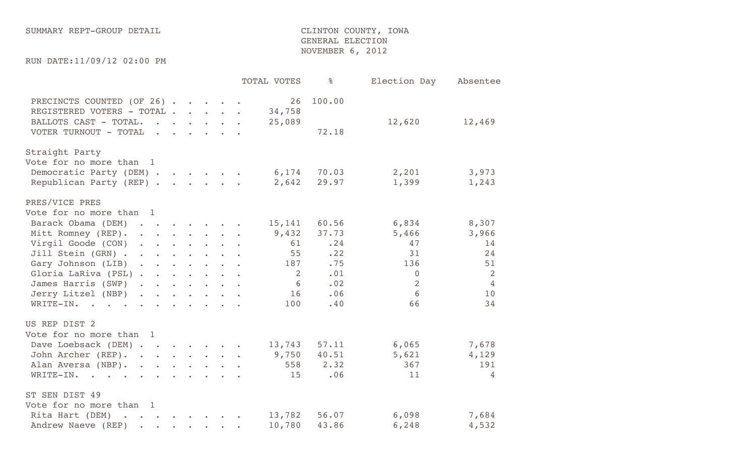SUMMARY REPT-GROUP DETAIL

CLINTON COUNTY, IOWA
GENERAL ELECTION
NOVEMBER 6, 2012

RUN DATE:11/09/12 02:00 PM

| | TOTAL VOTES | % | Election Day | Absentee |
|---|---|---|---|---|
| PRECINCTS COUNTED (OF 26) . . . . . | 26 | 100.00 | | |
| REGISTERED VOTERS - TOTAL . . . . . | 34,758 | | | |
| BALLOTS CAST - TOTAL. . . . . . . | 25,089 | | 12,620 | 12,469 |
| VOTER TURNOUT - TOTAL . . . . . . | | 72.18 | | |
| **Straight Party** | | | | |
| Vote for no more than 1 | | | | |
| Democratic Party (DEM) . . . . . . | 6,174 | 70.03 | 2,201 | 3,973 |
| Republican Party (REP) . . . . . . | 2,642 | 29.97 | 1,399 | 1,243 |
| **PRES/VICE PRES** | | | | |
| Vote for no more than 1 | | | | |
| Barack Obama (DEM) . . . . . . . . | 15,141 | 60.56 | 6,834 | 8,307 |
| Mitt Romney (REP). . . . . . . . . | 9,432 | 37.73 | 5,466 | 3,966 |
| Virgil Goode (CON) . . . . . . . . | 61 | .24 | 47 | 14 |
| Jill Stein (GRN) . . . . . . . . . | 55 | .22 | 31 | 24 |
| Gary Johnson (LIB) . . . . . . . . | 187 | .75 | 136 | 51 |
| Gloria LaRiva (PSL) . . . . . . . . | 2 | .01 | 0 | 2 |
| James Harris (SWP) . . . . . . . . | 6 | .02 | 2 | 4 |
| Jerry Litzel (NBP) . . . . . . . . | 16 | .06 | 6 | 10 |
| WRITE-IN. . . . . . . . . . . . . | 100 | .40 | 66 | 34 |
| **US REP DIST 2** | | | | |
| Vote for no more than 1 | | | | |
| Dave Loebsack (DEM) . . . . . . . . | 13,743 | 57.11 | 6,065 | 7,678 |
| John Archer (REP). . . . . . . . . | 9,750 | 40.51 | 5,621 | 4,129 |
| Alan Aversa (NBP). . . . . . . . . | 558 | 2.32 | 367 | 191 |
| WRITE-IN. . . . . . . . . . . . . | 15 | .06 | 11 | 4 |
| **ST SEN DIST 49** | | | | |
| Vote for no more than 1 | | | | |
| Rita Hart (DEM) . . . . . . . . . | 13,782 | 56.07 | 6,098 | 7,684 |
| Andrew Naeve (REP) . . . . . . . . | 10,780 | 43.86 | 6,248 | 4,532 |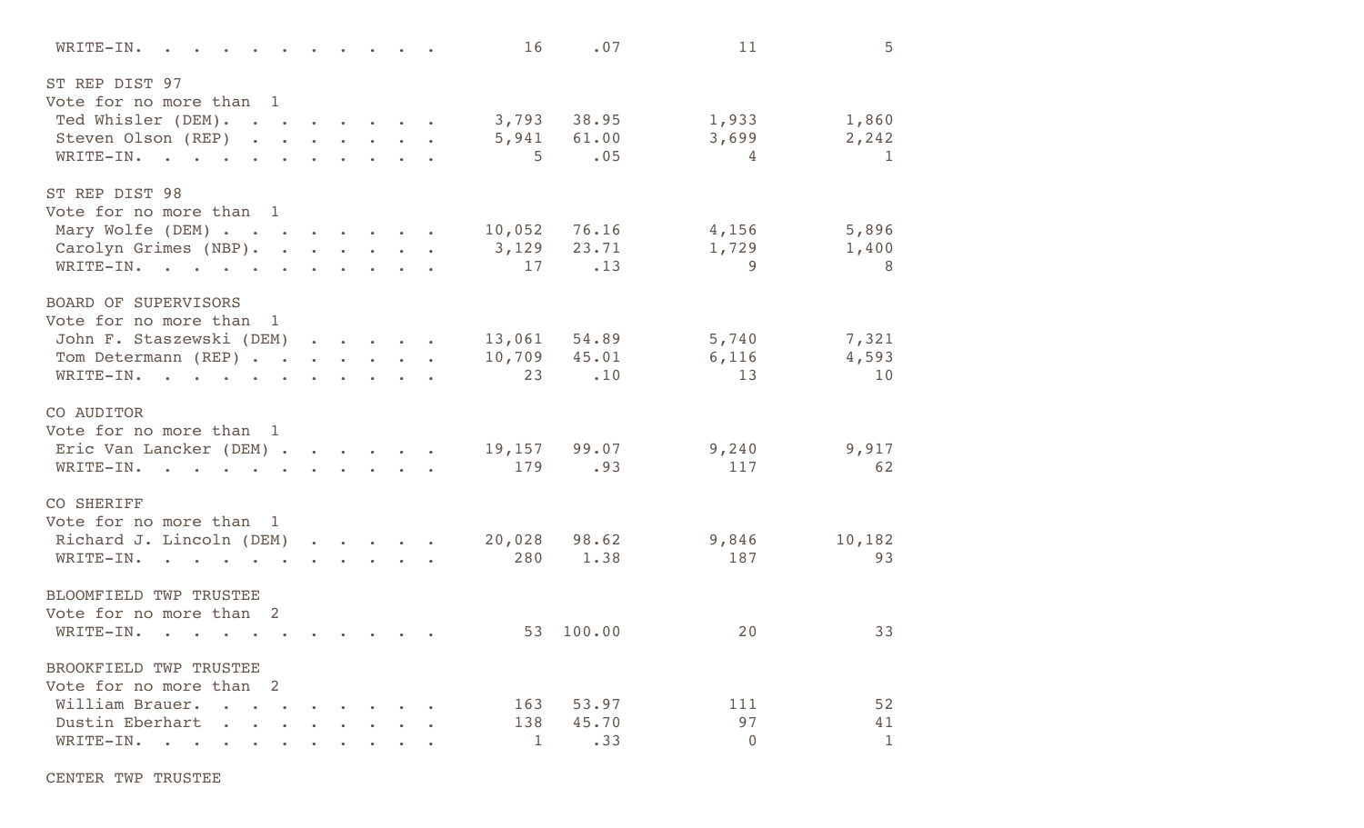| | | | | |
|---|---|---|---|---|
| WRITE-IN. | 16 | .07 | 11 | 5 |

ST REP DIST 97
Vote for no more than 1

| | | | | |
|---|---|---|---|---|
| Ted Whisler (DEM). | 3,793 | 38.95 | 1,933 | 1,860 |
| Steven Olson (REP) | 5,941 | 61.00 | 3,699 | 2,242 |
| WRITE-IN. | 5 | .05 | 4 | 1 |

ST REP DIST 98
Vote for no more than 1

| | | | | |
|---|---|---|---|---|
| Mary Wolfe (DEM) | 10,052 | 76.16 | 4,156 | 5,896 |
| Carolyn Grimes (NBP). | 3,129 | 23.71 | 1,729 | 1,400 |
| WRITE-IN. | 17 | .13 | 9 | 8 |

BOARD OF SUPERVISORS
Vote for no more than 1

| | | | | |
|---|---|---|---|---|
| John F. Staszewski (DEM) | 13,061 | 54.89 | 5,740 | 7,321 |
| Tom Determann (REP) | 10,709 | 45.01 | 6,116 | 4,593 |
| WRITE-IN. | 23 | .10 | 13 | 10 |

CO AUDITOR
Vote for no more than 1

| | | | | |
|---|---|---|---|---|
| Eric Van Lancker (DEM) | 19,157 | 99.07 | 9,240 | 9,917 |
| WRITE-IN. | 179 | .93 | 117 | 62 |

CO SHERIFF
Vote for no more than 1

| | | | | |
|---|---|---|---|---|
| Richard J. Lincoln (DEM) | 20,028 | 98.62 | 9,846 | 10,182 |
| WRITE-IN. | 280 | 1.38 | 187 | 93 |

BLOOMFIELD TWP TRUSTEE
Vote for no more than 2

| | | | | |
|---|---|---|---|---|
| WRITE-IN. | 53 | 100.00 | 20 | 33 |

BROOKFIELD TWP TRUSTEE
Vote for no more than 2

| | | | | |
|---|---|---|---|---|
| William Brauer. | 163 | 53.97 | 111 | 52 |
| Dustin Eberhart | 138 | 45.70 | 97 | 41 |
| WRITE-IN. | 1 | .33 | 0 | 1 |

CENTER TWP TRUSTEE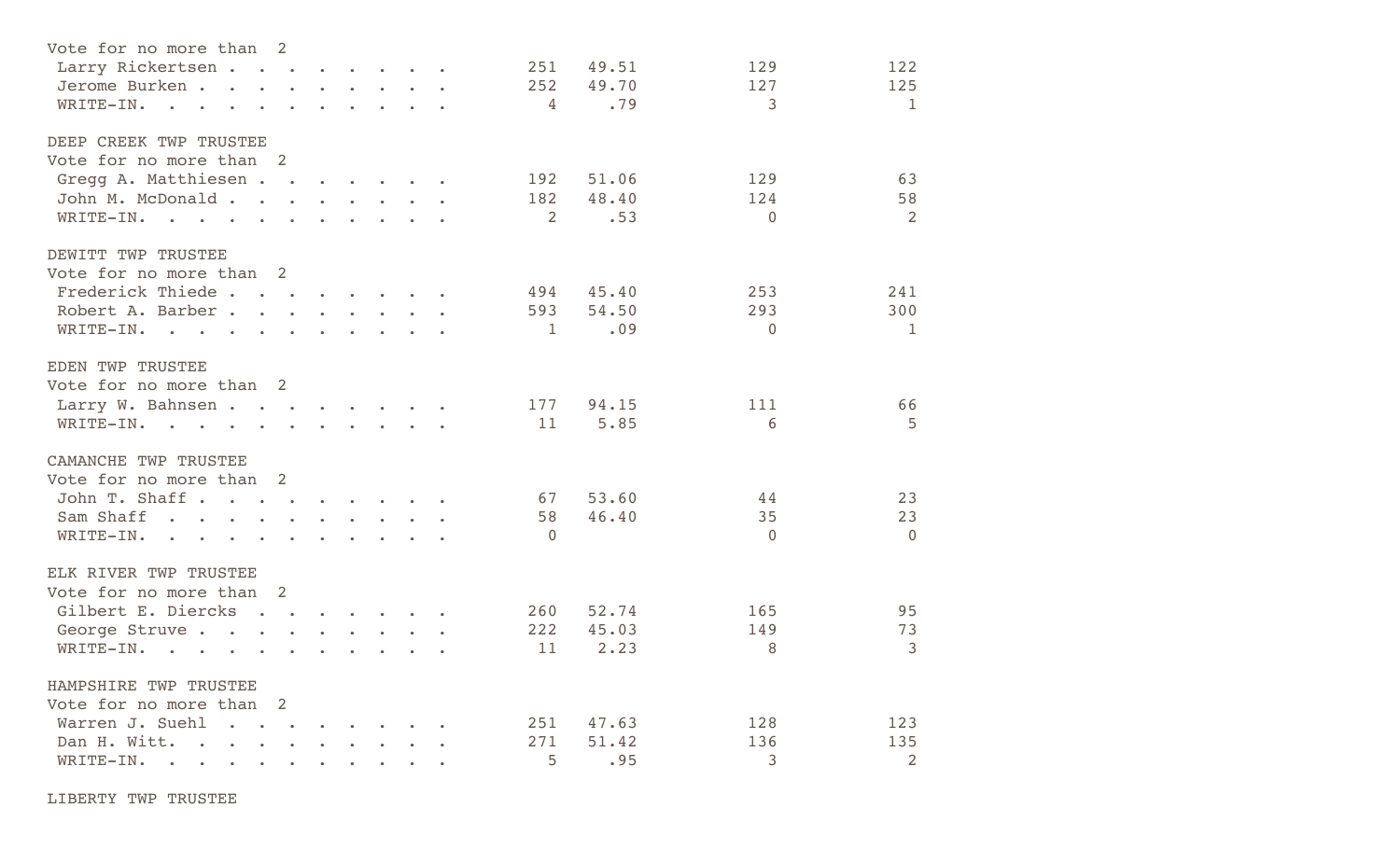Vote for no more than 2

| Candidate | Votes | % | | |
|---|---|---|---|---|
| Larry Rickertsen | 251 | 49.51 | 129 | 122 |
| Jerome Burken | 252 | 49.70 | 127 | 125 |
| WRITE-IN. | 4 | .79 | 3 | 1 |

DEEP CREEK TWP TRUSTEE
Vote for no more than 2

| Candidate | Votes | % | | |
|---|---|---|---|---|
| Gregg A. Matthiesen | 192 | 51.06 | 129 | 63 |
| John M. McDonald | 182 | 48.40 | 124 | 58 |
| WRITE-IN. | 2 | .53 | 0 | 2 |

DEWITT TWP TRUSTEE
Vote for no more than 2

| Candidate | Votes | % | | |
|---|---|---|---|---|
| Frederick Thiede | 494 | 45.40 | 253 | 241 |
| Robert A. Barber | 593 | 54.50 | 293 | 300 |
| WRITE-IN. | 1 | .09 | 0 | 1 |

EDEN TWP TRUSTEE
Vote for no more than 2

| Candidate | Votes | % | | |
|---|---|---|---|---|
| Larry W. Bahnsen | 177 | 94.15 | 111 | 66 |
| WRITE-IN. | 11 | 5.85 | 6 | 5 |

CAMANCHE TWP TRUSTEE
Vote for no more than 2

| Candidate | Votes | % | | |
|---|---|---|---|---|
| John T. Shaff | 67 | 53.60 | 44 | 23 |
| Sam Shaff | 58 | 46.40 | 35 | 23 |
| WRITE-IN. | 0 | | 0 | 0 |

ELK RIVER TWP TRUSTEE
Vote for no more than 2

| Candidate | Votes | % | | |
|---|---|---|---|---|
| Gilbert E. Diercks | 260 | 52.74 | 165 | 95 |
| George Struve | 222 | 45.03 | 149 | 73 |
| WRITE-IN. | 11 | 2.23 | 8 | 3 |

HAMPSHIRE TWP TRUSTEE
Vote for no more than 2

| Candidate | Votes | % | | |
|---|---|---|---|---|
| Warren J. Suehl | 251 | 47.63 | 128 | 123 |
| Dan H. Witt. | 271 | 51.42 | 136 | 135 |
| WRITE-IN. | 5 | .95 | 3 | 2 |

LIBERTY TWP TRUSTEE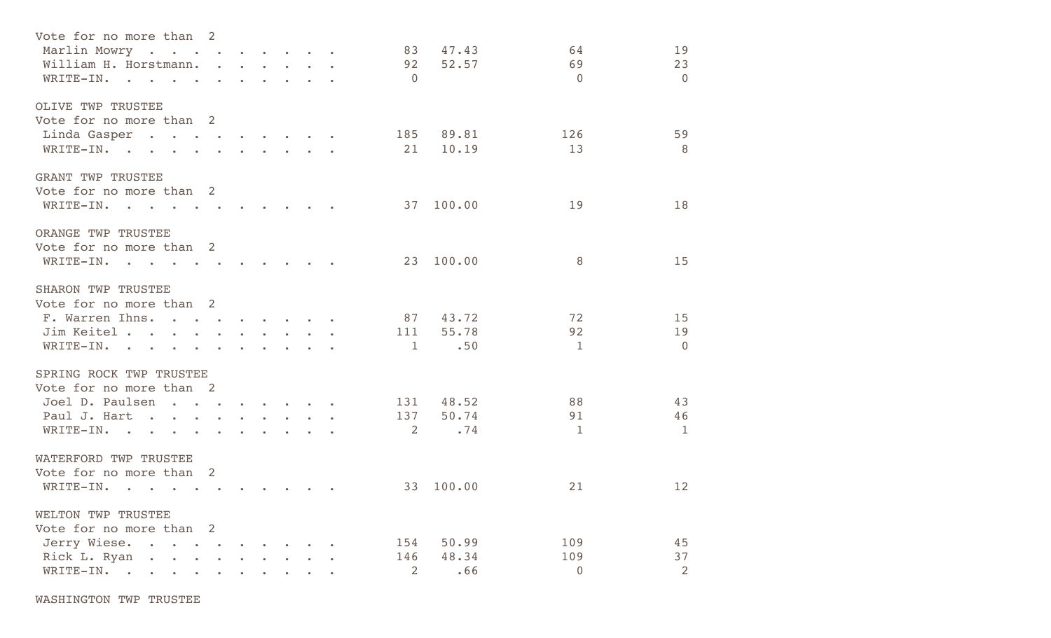Vote for no more than 2

| | | | | |
|---|---|---|---|---|
| Marlin Mowry | 83 | 47.43 | 64 | 19 |
| William H. Horstmann. | 92 | 52.57 | 69 | 23 |
| WRITE-IN. | 0 | | 0 | 0 |

OLIVE TWP TRUSTEE

Vote for no more than 2

| | | | | |
|---|---|---|---|---|
| Linda Gasper | 185 | 89.81 | 126 | 59 |
| WRITE-IN. | 21 | 10.19 | 13 | 8 |

GRANT TWP TRUSTEE

Vote for no more than 2

| | | | | |
|---|---|---|---|---|
| WRITE-IN. | 37 | 100.00 | 19 | 18 |

ORANGE TWP TRUSTEE

Vote for no more than 2

| | | | | |
|---|---|---|---|---|
| WRITE-IN. | 23 | 100.00 | 8 | 15 |

SHARON TWP TRUSTEE

Vote for no more than 2

| | | | | |
|---|---|---|---|---|
| F. Warren Ihns. | 87 | 43.72 | 72 | 15 |
| Jim Keitel | 111 | 55.78 | 92 | 19 |
| WRITE-IN. | 1 | .50 | 1 | 0 |

SPRING ROCK TWP TRUSTEE

Vote for no more than 2

| | | | | |
|---|---|---|---|---|
| Joel D. Paulsen | 131 | 48.52 | 88 | 43 |
| Paul J. Hart | 137 | 50.74 | 91 | 46 |
| WRITE-IN. | 2 | .74 | 1 | 1 |

WATERFORD TWP TRUSTEE

Vote for no more than 2

| | | | | |
|---|---|---|---|---|
| WRITE-IN. | 33 | 100.00 | 21 | 12 |

WELTON TWP TRUSTEE

Vote for no more than 2

| | | | | |
|---|---|---|---|---|
| Jerry Wiese. | 154 | 50.99 | 109 | 45 |
| Rick L. Ryan | 146 | 48.34 | 109 | 37 |
| WRITE-IN. | 2 | .66 | 0 | 2 |

WASHINGTON TWP TRUSTEE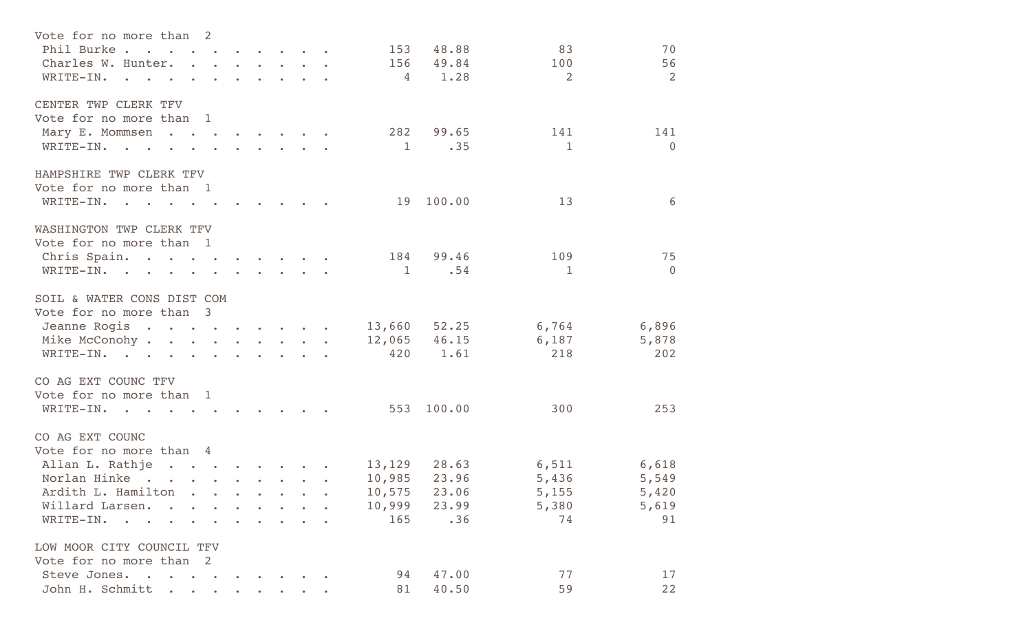Vote for no more than 2

| | | | | |
|---|---|---|---|---|
| Phil Burke | 153 | 48.88 | 83 | 70 |
| Charles W. Hunter | 156 | 49.84 | 100 | 56 |
| WRITE-IN | 4 | 1.28 | 2 | 2 |

### CENTER TWP CLERK TFV

Vote for no more than 1

| | | | | |
|---|---|---|---|---|
| Mary E. Mommsen | 282 | 99.65 | 141 | 141 |
| WRITE-IN | 1 | .35 | 1 | 0 |

### HAMPSHIRE TWP CLERK TFV

Vote for no more than 1

| | | | | |
|---|---|---|---|---|
| WRITE-IN | 19 | 100.00 | 13 | 6 |

### WASHINGTON TWP CLERK TFV

Vote for no more than 1

| | | | | |
|---|---|---|---|---|
| Chris Spain | 184 | 99.46 | 109 | 75 |
| WRITE-IN | 1 | .54 | 1 | 0 |

### SOIL & WATER CONS DIST COM

Vote for no more than 3

| | | | | |
|---|---|---|---|---|
| Jeanne Rogis | 13,660 | 52.25 | 6,764 | 6,896 |
| Mike McConohy | 12,065 | 46.15 | 6,187 | 5,878 |
| WRITE-IN | 420 | 1.61 | 218 | 202 |

### CO AG EXT COUNC TFV

Vote for no more than 1

| | | | | |
|---|---|---|---|---|
| WRITE-IN | 553 | 100.00 | 300 | 253 |

### CO AG EXT COUNC

Vote for no more than 4

| | | | | |
|---|---|---|---|---|
| Allan L. Rathje | 13,129 | 28.63 | 6,511 | 6,618 |
| Norlan Hinke | 10,985 | 23.96 | 5,436 | 5,549 |
| Ardith L. Hamilton | 10,575 | 23.06 | 5,155 | 5,420 |
| Willard Larsen | 10,999 | 23.99 | 5,380 | 5,619 |
| WRITE-IN | 165 | .36 | 74 | 91 |

### LOW MOOR CITY COUNCIL TFV

Vote for no more than 2

| | | | | |
|---|---|---|---|---|
| Steve Jones | 94 | 47.00 | 77 | 17 |
| John H. Schmitt | 81 | 40.50 | 59 | 22 |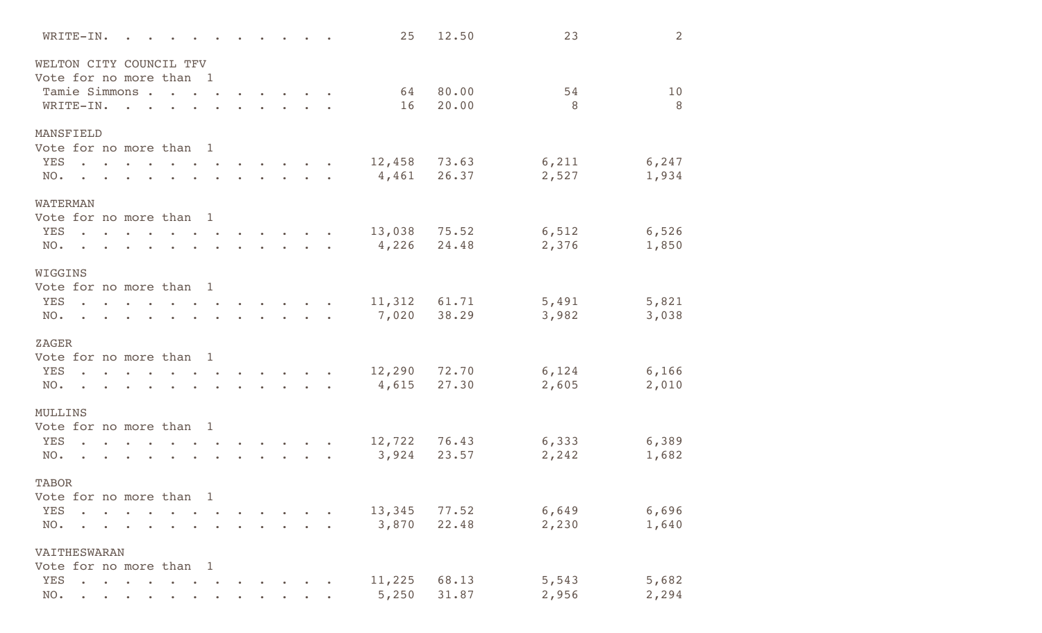| | | | | |
|---|---|---|---|---|
| WRITE-IN. . . . . . . . . . . . | 25 | 12.50 | 23 | 2 |

**WELTON CITY COUNCIL TFV**
Vote for no more than 1

| | | | | |
|---|---|---|---|---|
| Tamie Simmons . . . . . . . . . . | 64 | 80.00 | 54 | 10 |
| WRITE-IN. . . . . . . . . . . . | 16 | 20.00 | 8 | 8 |

**MANSFIELD**
Vote for no more than 1

| | | | | |
|---|---|---|---|---|
| YES . . . . . . . . . . . . . . | 12,458 | 73.63 | 6,211 | 6,247 |
| NO. . . . . . . . . . . . . . . | 4,461 | 26.37 | 2,527 | 1,934 |

**WATERMAN**
Vote for no more than 1

| | | | | |
|---|---|---|---|---|
| YES . . . . . . . . . . . . . . | 13,038 | 75.52 | 6,512 | 6,526 |
| NO. . . . . . . . . . . . . . . | 4,226 | 24.48 | 2,376 | 1,850 |

**WIGGINS**
Vote for no more than 1

| | | | | |
|---|---|---|---|---|
| YES . . . . . . . . . . . . . . | 11,312 | 61.71 | 5,491 | 5,821 |
| NO. . . . . . . . . . . . . . . | 7,020 | 38.29 | 3,982 | 3,038 |

**ZAGER**
Vote for no more than 1

| | | | | |
|---|---|---|---|---|
| YES . . . . . . . . . . . . . . | 12,290 | 72.70 | 6,124 | 6,166 |
| NO. . . . . . . . . . . . . . . | 4,615 | 27.30 | 2,605 | 2,010 |

**MULLINS**
Vote for no more than 1

| | | | | |
|---|---|---|---|---|
| YES . . . . . . . . . . . . . . | 12,722 | 76.43 | 6,333 | 6,389 |
| NO. . . . . . . . . . . . . . . | 3,924 | 23.57 | 2,242 | 1,682 |

**TABOR**
Vote for no more than 1

| | | | | |
|---|---|---|---|---|
| YES . . . . . . . . . . . . . . | 13,345 | 77.52 | 6,649 | 6,696 |
| NO. . . . . . . . . . . . . . . | 3,870 | 22.48 | 2,230 | 1,640 |

**VAITHESWARAN**
Vote for no more than 1

| | | | | |
|---|---|---|---|---|
| YES . . . . . . . . . . . . . . | 11,225 | 68.13 | 5,543 | 5,682 |
| NO. . . . . . . . . . . . . . . | 5,250 | 31.87 | 2,956 | 2,294 |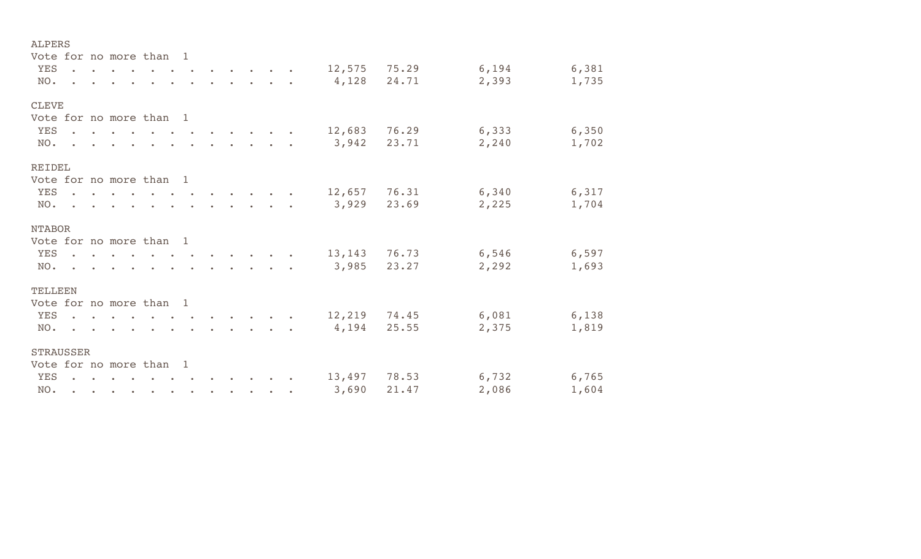ALPERS
Vote for no more than 1

| | | | | |
|---|---|---|---|---|
| YES | 12,575 | 75.29 | 6,194 | 6,381 |
| NO. | 4,128 | 24.71 | 2,393 | 1,735 |

CLEVE
Vote for no more than 1

| | | | | |
|---|---|---|---|---|
| YES | 12,683 | 76.29 | 6,333 | 6,350 |
| NO. | 3,942 | 23.71 | 2,240 | 1,702 |

REIDEL
Vote for no more than 1

| | | | | |
|---|---|---|---|---|
| YES | 12,657 | 76.31 | 6,340 | 6,317 |
| NO. | 3,929 | 23.69 | 2,225 | 1,704 |

NTABOR
Vote for no more than 1

| | | | | |
|---|---|---|---|---|
| YES | 13,143 | 76.73 | 6,546 | 6,597 |
| NO. | 3,985 | 23.27 | 2,292 | 1,693 |

TELLEEN
Vote for no more than 1

| | | | | |
|---|---|---|---|---|
| YES | 12,219 | 74.45 | 6,081 | 6,138 |
| NO. | 4,194 | 25.55 | 2,375 | 1,819 |

STRAUSSER
Vote for no more than 1

| | | | | |
|---|---|---|---|---|
| YES | 13,497 | 78.53 | 6,732 | 6,765 |
| NO. | 3,690 | 21.47 | 2,086 | 1,604 |